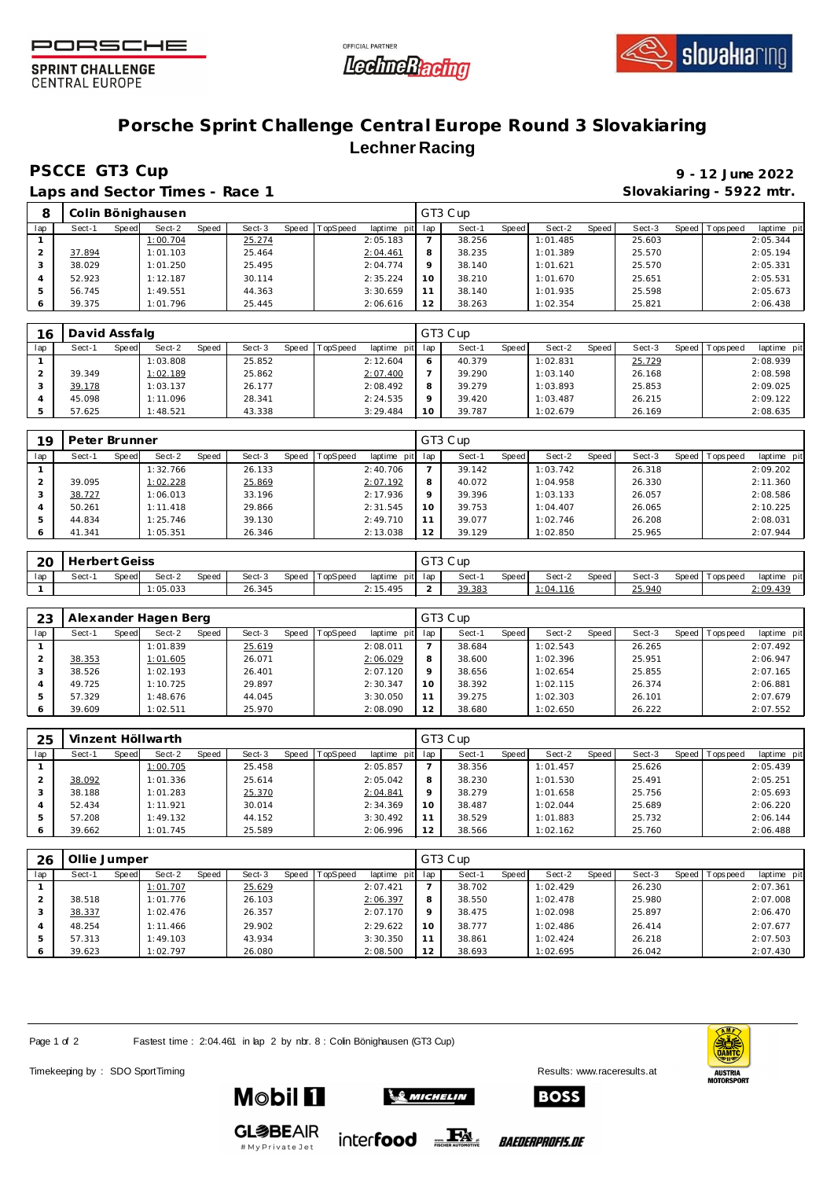# Porsche Sprint Challenge Central Europe Round 3 Slovakiaring

## Lechner Racing

**PSCCE GT3 Cup** — 9 - 12 June 2022

**Laps and Sector Times - Race 1** — Slovakiaring - 5922 mtr.

### 8 Colin Bönighausen — GT3 Cup

| lap | Sect-1 | Speed | Sect-2 | Speed | Sect-3 | Speed | TopSpeed | laptime pit | lap | Sect-1 | Speed | Sect-2 | Speed | Sect-3 | Speed | Topspeed | laptime pit |
|---|---|---|---|---|---|---|---|---|---|---|---|---|---|---|---|---|---|
| 1 | | | 1:00.704 | | 25.274 | | | 2:05.183 | 7 | 38.256 | | 1:01.485 | | 25.603 | | | 2:05.344 |
| 2 | 37.894 | | 1:01.103 | | 25.464 | | | 2:04.461 | 8 | 38.235 | | 1:01.389 | | 25.570 | | | 2:05.194 |
| 3 | 38.029 | | 1:01.250 | | 25.495 | | | 2:04.774 | 9 | 38.140 | | 1:01.621 | | 25.570 | | | 2:05.331 |
| 4 | 52.923 | | 1:12.187 | | 30.114 | | | 2:35.224 | 10 | 38.210 | | 1:01.670 | | 25.651 | | | 2:05.531 |
| 5 | 56.745 | | 1:49.551 | | 44.363 | | | 3:30.659 | 11 | 38.140 | | 1:01.935 | | 25.598 | | | 2:05.673 |
| 6 | 39.375 | | 1:01.796 | | 25.445 | | | 2:06.616 | 12 | 38.263 | | 1:02.354 | | 25.821 | | | 2:06.438 |

### 16 David Assfalg — GT3 Cup

| lap | Sect-1 | Speed | Sect-2 | Speed | Sect-3 | Speed | TopSpeed | laptime pit | lap | Sect-1 | Speed | Sect-2 | Speed | Sect-3 | Speed | Topspeed | laptime pit |
|---|---|---|---|---|---|---|---|---|---|---|---|---|---|---|---|---|---|
| 1 | | | 1:03.808 | | 25.852 | | | 2:12.604 | 6 | 40.379 | | 1:02.831 | | 25.729 | | | 2:08.939 |
| 2 | 39.349 | | 1:02.189 | | 25.862 | | | 2:07.400 | 7 | 39.290 | | 1:03.140 | | 26.168 | | | 2:08.598 |
| 3 | 39.178 | | 1:03.137 | | 26.177 | | | 2:08.492 | 8 | 39.279 | | 1:03.893 | | 25.853 | | | 2:09.025 |
| 4 | 45.098 | | 1:11.096 | | 28.341 | | | 2:24.535 | 9 | 39.420 | | 1:03.487 | | 26.215 | | | 2:09.122 |
| 5 | 57.625 | | 1:48.521 | | 43.338 | | | 3:29.484 | 10 | 39.787 | | 1:02.679 | | 26.169 | | | 2:08.635 |

### 19 Peter Brunner — GT3 Cup

| lap | Sect-1 | Speed | Sect-2 | Speed | Sect-3 | Speed | TopSpeed | laptime pit | lap | Sect-1 | Speed | Sect-2 | Speed | Sect-3 | Speed | Topspeed | laptime pit |
|---|---|---|---|---|---|---|---|---|---|---|---|---|---|---|---|---|---|
| 1 | | | 1:32.766 | | 26.133 | | | 2:40.706 | 7 | 39.142 | | 1:03.742 | | 26.318 | | | 2:09.202 |
| 2 | 39.095 | | 1:02.228 | | 25.869 | | | 2:07.192 | 8 | 40.072 | | 1:04.958 | | 26.330 | | | 2:11.360 |
| 3 | 38.727 | | 1:06.013 | | 33.196 | | | 2:17.936 | 9 | 39.396 | | 1:03.133 | | 26.057 | | | 2:08.586 |
| 4 | 50.261 | | 1:11.418 | | 29.866 | | | 2:31.545 | 10 | 39.753 | | 1:04.407 | | 26.065 | | | 2:10.225 |
| 5 | 44.834 | | 1:25.746 | | 39.130 | | | 2:49.710 | 11 | 39.077 | | 1:02.746 | | 26.208 | | | 2:08.031 |
| 6 | 41.341 | | 1:05.351 | | 26.346 | | | 2:13.038 | 12 | 39.129 | | 1:02.850 | | 25.965 | | | 2:07.944 |

### 20 Herbert Geiss — GT3 Cup

| lap | Sect-1 | Speed | Sect-2 | Speed | Sect-3 | Speed | TopSpeed | laptime pit | lap | Sect-1 | Speed | Sect-2 | Speed | Sect-3 | Speed | Topspeed | laptime pit |
|---|---|---|---|---|---|---|---|---|---|---|---|---|---|---|---|---|---|
| 1 | | | 1:05.033 | | 26.345 | | | 2:15.495 | 2 | 39.383 | | 1:04.116 | | 25.940 | | | 2:09.439 |

### 23 Alexander Hagen Berg — GT3 Cup

| lap | Sect-1 | Speed | Sect-2 | Speed | Sect-3 | Speed | TopSpeed | laptime pit | lap | Sect-1 | Speed | Sect-2 | Speed | Sect-3 | Speed | Topspeed | laptime pit |
|---|---|---|---|---|---|---|---|---|---|---|---|---|---|---|---|---|---|
| 1 | | | 1:01.839 | | 25.619 | | | 2:08.011 | 7 | 38.684 | | 1:02.543 | | 26.265 | | | 2:07.492 |
| 2 | 38.353 | | 1:01.605 | | 26.071 | | | 2:06.029 | 8 | 38.600 | | 1:02.396 | | 25.951 | | | 2:06.947 |
| 3 | 38.526 | | 1:02.193 | | 26.401 | | | 2:07.120 | 9 | 38.656 | | 1:02.654 | | 25.855 | | | 2:07.165 |
| 4 | 49.725 | | 1:10.725 | | 29.897 | | | 2:30.347 | 10 | 38.392 | | 1:02.115 | | 26.374 | | | 2:06.881 |
| 5 | 57.329 | | 1:48.676 | | 44.045 | | | 3:30.050 | 11 | 39.275 | | 1:02.303 | | 26.101 | | | 2:07.679 |
| 6 | 39.609 | | 1:02.511 | | 25.970 | | | 2:08.090 | 12 | 38.680 | | 1:02.650 | | 26.222 | | | 2:07.552 |

### 25 Vinzent Höllwarth — GT3 Cup

| lap | Sect-1 | Speed | Sect-2 | Speed | Sect-3 | Speed | TopSpeed | laptime pit | lap | Sect-1 | Speed | Sect-2 | Speed | Sect-3 | Speed | Topspeed | laptime pit |
|---|---|---|---|---|---|---|---|---|---|---|---|---|---|---|---|---|---|
| 1 | | | 1:00.705 | | 25.458 | | | 2:05.857 | 7 | 38.356 | | 1:01.457 | | 25.626 | | | 2:05.439 |
| 2 | 38.092 | | 1:01.336 | | 25.614 | | | 2:05.042 | 8 | 38.230 | | 1:01.530 | | 25.491 | | | 2:05.251 |
| 3 | 38.188 | | 1:01.283 | | 25.370 | | | 2:04.841 | 9 | 38.279 | | 1:01.658 | | 25.756 | | | 2:05.693 |
| 4 | 52.434 | | 1:11.921 | | 30.014 | | | 2:34.369 | 10 | 38.487 | | 1:02.044 | | 25.689 | | | 2:06.220 |
| 5 | 57.208 | | 1:49.132 | | 44.152 | | | 3:30.492 | 11 | 38.529 | | 1:01.883 | | 25.732 | | | 2:06.144 |
| 6 | 39.662 | | 1:01.745 | | 25.589 | | | 2:06.996 | 12 | 38.566 | | 1:02.162 | | 25.760 | | | 2:06.488 |

### 26 Ollie Jumper — GT3 Cup

| lap | Sect-1 | Speed | Sect-2 | Speed | Sect-3 | Speed | TopSpeed | laptime pit | lap | Sect-1 | Speed | Sect-2 | Speed | Sect-3 | Speed | Topspeed | laptime pit |
|---|---|---|---|---|---|---|---|---|---|---|---|---|---|---|---|---|---|
| 1 | | | 1:01.707 | | 25.629 | | | 2:07.421 | 7 | 38.702 | | 1:02.429 | | 26.230 | | | 2:07.361 |
| 2 | 38.518 | | 1:01.776 | | 26.103 | | | 2:06.397 | 8 | 38.550 | | 1:02.478 | | 25.980 | | | 2:07.008 |
| 3 | 38.337 | | 1:02.476 | | 26.357 | | | 2:07.170 | 9 | 38.475 | | 1:02.098 | | 25.897 | | | 2:06.470 |
| 4 | 48.254 | | 1:11.466 | | 29.902 | | | 2:29.622 | 10 | 38.777 | | 1:02.486 | | 26.414 | | | 2:07.677 |
| 5 | 57.313 | | 1:49.103 | | 43.934 | | | 3:30.350 | 11 | 38.861 | | 1:02.424 | | 26.218 | | | 2:07.503 |
| 6 | 39.623 | | 1:02.797 | | 26.080 | | | 2:08.500 | 12 | 38.693 | | 1:02.695 | | 26.042 | | | 2:07.430 |

Fastest time : 2:04.461 in lap 2 by nbr. 8 : Colin Bönighausen (GT3 Cup)

Timekeeping by : SDO SportTiming

Results: www.raceresults.at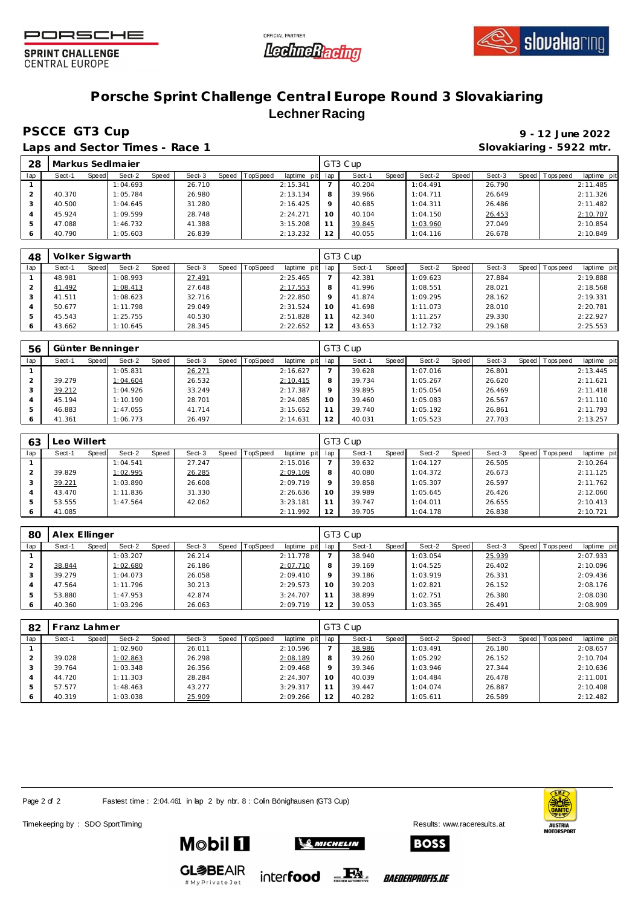# Porsche Sprint Challenge Central Europe Round 3 Slovakiaring

## Lechner Racing

**PSCCE GT3 Cup** — 9 - 12 June 2022

**Laps and Sector Times - Race 1** — Slovakiaring - 5922 mtr.

| 28 | Markus Sedlmaier | | | | | | | | GT3 Cup | | | | | | | | |
|---|---|---|---|---|---|---|---|---|---|---|---|---|---|---|---|---|---|
| lap | Sect-1 | Speed | Sect-2 | Speed | Sect-3 | Speed | TopSpeed | laptime pit | lap | Sect-1 | Speed | Sect-2 | Speed | Sect-3 | Speed | Topspeed | laptime pit |
| 1 | | | 1:04.693 | | 26.710 | | | 2:15.341 | 7 | 40.204 | | 1:04.491 | | 26.790 | | | 2:11.485 |
| 2 | 40.370 | | 1:05.784 | | 26.980 | | | 2:13.134 | 8 | 39.966 | | 1:04.711 | | 26.649 | | | 2:11.326 |
| 3 | 40.500 | | 1:04.645 | | 31.280 | | | 2:16.425 | 9 | 40.685 | | 1:04.311 | | 26.486 | | | 2:11.482 |
| 4 | 45.924 | | 1:09.599 | | 28.748 | | | 2:24.271 | 10 | 40.104 | | 1:04.150 | | 26.453 | | | 2:10.707 |
| 5 | 47.088 | | 1:46.732 | | 41.388 | | | 3:15.208 | 11 | 39.845 | | 1:03.960 | | 27.049 | | | 2:10.854 |
| 6 | 40.790 | | 1:05.603 | | 26.839 | | | 2:13.232 | 12 | 40.055 | | 1:04.116 | | 26.678 | | | 2:10.849 |

| 48 | Volker Sigwarth | | | | | | | | GT3 Cup | | | | | | | | |
|---|---|---|---|---|---|---|---|---|---|---|---|---|---|---|---|---|---|
| lap | Sect-1 | Speed | Sect-2 | Speed | Sect-3 | Speed | TopSpeed | laptime pit | lap | Sect-1 | Speed | Sect-2 | Speed | Sect-3 | Speed | Topspeed | laptime pit |
| 1 | 48.981 | | 1:08.993 | | 27.491 | | | 2:25.465 | 7 | 42.381 | | 1:09.623 | | 27.884 | | | 2:19.888 |
| 2 | 41.492 | | 1:08.413 | | 27.648 | | | 2:17.553 | 8 | 41.996 | | 1:08.551 | | 28.021 | | | 2:18.568 |
| 3 | 41.511 | | 1:08.623 | | 32.716 | | | 2:22.850 | 9 | 41.874 | | 1:09.295 | | 28.162 | | | 2:19.331 |
| 4 | 50.677 | | 1:11.798 | | 29.049 | | | 2:31.524 | 10 | 41.698 | | 1:11.073 | | 28.010 | | | 2:20.781 |
| 5 | 45.543 | | 1:25.755 | | 40.530 | | | 2:51.828 | 11 | 42.340 | | 1:11.257 | | 29.330 | | | 2:22.927 |
| 6 | 43.662 | | 1:10.645 | | 28.345 | | | 2:22.652 | 12 | 43.653 | | 1:12.732 | | 29.168 | | | 2:25.553 |

| 56 | Günter Benninger | | | | | | | | GT3 Cup | | | | | | | | |
|---|---|---|---|---|---|---|---|---|---|---|---|---|---|---|---|---|---|
| lap | Sect-1 | Speed | Sect-2 | Speed | Sect-3 | Speed | TopSpeed | laptime pit | lap | Sect-1 | Speed | Sect-2 | Speed | Sect-3 | Speed | Topspeed | laptime pit |
| 1 | | | 1:05.831 | | 26.271 | | | 2:16.627 | 7 | 39.628 | | 1:07.016 | | 26.801 | | | 2:13.445 |
| 2 | 39.279 | | 1:04.604 | | 26.532 | | | 2:10.415 | 8 | 39.734 | | 1:05.267 | | 26.620 | | | 2:11.621 |
| 3 | 39.212 | | 1:04.926 | | 33.249 | | | 2:17.387 | 9 | 39.895 | | 1:05.054 | | 26.469 | | | 2:11.418 |
| 4 | 45.194 | | 1:10.190 | | 28.701 | | | 2:24.085 | 10 | 39.460 | | 1:05.083 | | 26.567 | | | 2:11.110 |
| 5 | 46.883 | | 1:47.055 | | 41.714 | | | 3:15.652 | 11 | 39.740 | | 1:05.192 | | 26.861 | | | 2:11.793 |
| 6 | 41.361 | | 1:06.773 | | 26.497 | | | 2:14.631 | 12 | 40.031 | | 1:05.523 | | 27.703 | | | 2:13.257 |

| 63 | Leo Willert | | | | | | | | GT3 Cup | | | | | | | | |
|---|---|---|---|---|---|---|---|---|---|---|---|---|---|---|---|---|---|
| lap | Sect-1 | Speed | Sect-2 | Speed | Sect-3 | Speed | TopSpeed | laptime pit | lap | Sect-1 | Speed | Sect-2 | Speed | Sect-3 | Speed | Topspeed | laptime pit |
| 1 | | | 1:04.541 | | 27.247 | | | 2:15.016 | 7 | 39.632 | | 1:04.127 | | 26.505 | | | 2:10.264 |
| 2 | 39.829 | | 1:02.995 | | 26.285 | | | 2:09.109 | 8 | 40.080 | | 1:04.372 | | 26.673 | | | 2:11.125 |
| 3 | 39.221 | | 1:03.890 | | 26.608 | | | 2:09.719 | 9 | 39.858 | | 1:05.307 | | 26.597 | | | 2:11.762 |
| 4 | 43.470 | | 1:11.836 | | 31.330 | | | 2:26.636 | 10 | 39.989 | | 1:05.645 | | 26.426 | | | 2:12.060 |
| 5 | 53.555 | | 1:47.564 | | 42.062 | | | 3:23.181 | 11 | 39.747 | | 1:04.011 | | 26.655 | | | 2:10.413 |
| 6 | 41.085 | | | | | | | 2:11.992 | 12 | 39.705 | | 1:04.178 | | 26.838 | | | 2:10.721 |

| 80 | Alex Ellinger | | | | | | | | GT3 Cup | | | | | | | | |
|---|---|---|---|---|---|---|---|---|---|---|---|---|---|---|---|---|---|
| lap | Sect-1 | Speed | Sect-2 | Speed | Sect-3 | Speed | TopSpeed | laptime pit | lap | Sect-1 | Speed | Sect-2 | Speed | Sect-3 | Speed | Topspeed | laptime pit |
| 1 | | | 1:03.207 | | 26.214 | | | 2:11.778 | 7 | 38.940 | | 1:03.054 | | 25.939 | | | 2:07.933 |
| 2 | 38.844 | | 1:02.680 | | 26.186 | | | 2:07.710 | 8 | 39.169 | | 1:04.525 | | 26.402 | | | 2:10.096 |
| 3 | 39.279 | | 1:04.073 | | 26.058 | | | 2:09.410 | 9 | 39.186 | | 1:03.919 | | 26.331 | | | 2:09.436 |
| 4 | 47.564 | | 1:11.796 | | 30.213 | | | 2:29.573 | 10 | 39.203 | | 1:02.821 | | 26.152 | | | 2:08.176 |
| 5 | 53.880 | | 1:47.953 | | 42.874 | | | 3:24.707 | 11 | 38.899 | | 1:02.751 | | 26.380 | | | 2:08.030 |
| 6 | 40.360 | | 1:03.296 | | 26.063 | | | 2:09.719 | 12 | 39.053 | | 1:03.365 | | 26.491 | | | 2:08.909 |

| 82 | Franz Lahmer | | | | | | | | GT3 Cup | | | | | | | | |
|---|---|---|---|---|---|---|---|---|---|---|---|---|---|---|---|---|---|
| lap | Sect-1 | Speed | Sect-2 | Speed | Sect-3 | Speed | TopSpeed | laptime pit | lap | Sect-1 | Speed | Sect-2 | Speed | Sect-3 | Speed | Topspeed | laptime pit |
| 1 | | | 1:02.960 | | 26.011 | | | 2:10.596 | 7 | 38.986 | | 1:03.491 | | 26.180 | | | 2:08.657 |
| 2 | 39.028 | | 1:02.863 | | 26.298 | | | 2:08.189 | 8 | 39.260 | | 1:05.292 | | 26.152 | | | 2:10.704 |
| 3 | 39.764 | | 1:03.348 | | 26.356 | | | 2:09.468 | 9 | 39.346 | | 1:03.946 | | 27.344 | | | 2:10.636 |
| 4 | 44.720 | | 1:11.303 | | 28.284 | | | 2:24.307 | 10 | 40.039 | | 1:04.484 | | 26.478 | | | 2:11.001 |
| 5 | 57.577 | | 1:48.463 | | 43.277 | | | 3:29.317 | 11 | 39.447 | | 1:04.074 | | 26.887 | | | 2:10.408 |
| 6 | 40.319 | | 1:03.038 | | 25.909 | | | 2:09.266 | 12 | 40.282 | | 1:05.611 | | 26.589 | | | 2:12.482 |

Fastest time : 2:04.461 in lap 2 by nbr. 8 : Colin Bönighausen (GT3 Cup)

Timekeeping by : SDO SportTiming

Results: www.raceresults.at